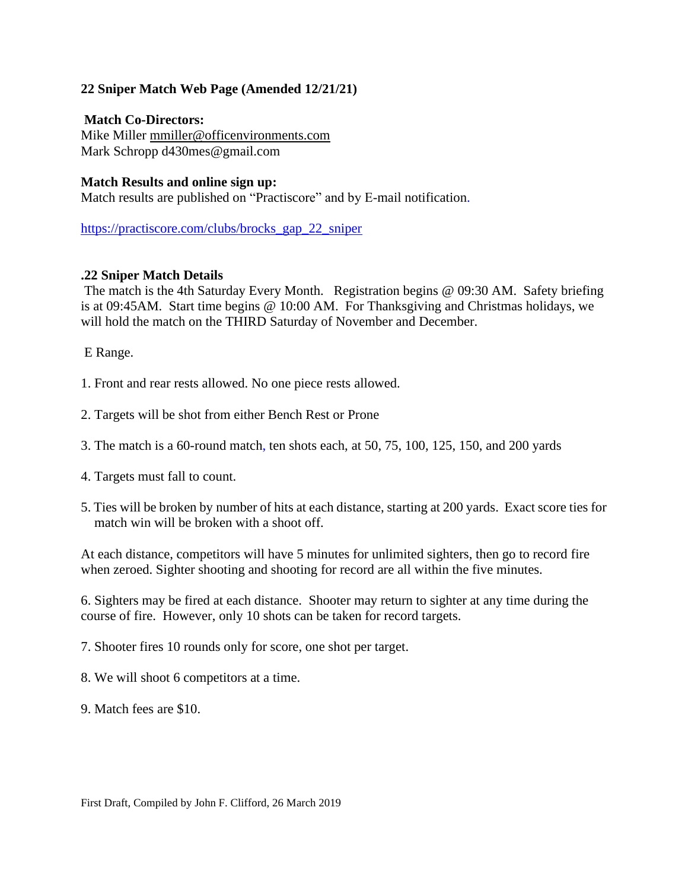**22 Sniper Match Web Page (Amended 12/21/21)**

**Match Co-Directors:**
Mike Miller mmiller@officenvironments.com
Mark Schropp d430mes@gmail.com

**Match Results and online sign up:**
Match results are published on "Practiscore" and by E-mail notification.

https://practiscore.com/clubs/brocks_gap_22_sniper

**.22 Sniper Match Details**
The match is the 4th Saturday Every Month. Registration begins @ 09:30 AM. Safety briefing is at 09:45AM. Start time begins @ 10:00 AM. For Thanksgiving and Christmas holidays, we will hold the match on the THIRD Saturday of November and December.

E Range.

1. Front and rear rests allowed. No one piece rests allowed.

2. Targets will be shot from either Bench Rest or Prone

3. The match is a 60-round match, ten shots each, at 50, 75, 100, 125, 150, and 200 yards

4. Targets must fall to count.

5. Ties will be broken by number of hits at each distance, starting at 200 yards. Exact score ties for match win will be broken with a shoot off.

At each distance, competitors will have 5 minutes for unlimited sighters, then go to record fire when zeroed. Sighter shooting and shooting for record are all within the five minutes.

6. Sighters may be fired at each distance. Shooter may return to sighter at any time during the course of fire. However, only 10 shots can be taken for record targets.

7. Shooter fires 10 rounds only for score, one shot per target.

8. We will shoot 6 competitors at a time.

9. Match fees are $10.

First Draft, Compiled by John F. Clifford, 26 March 2019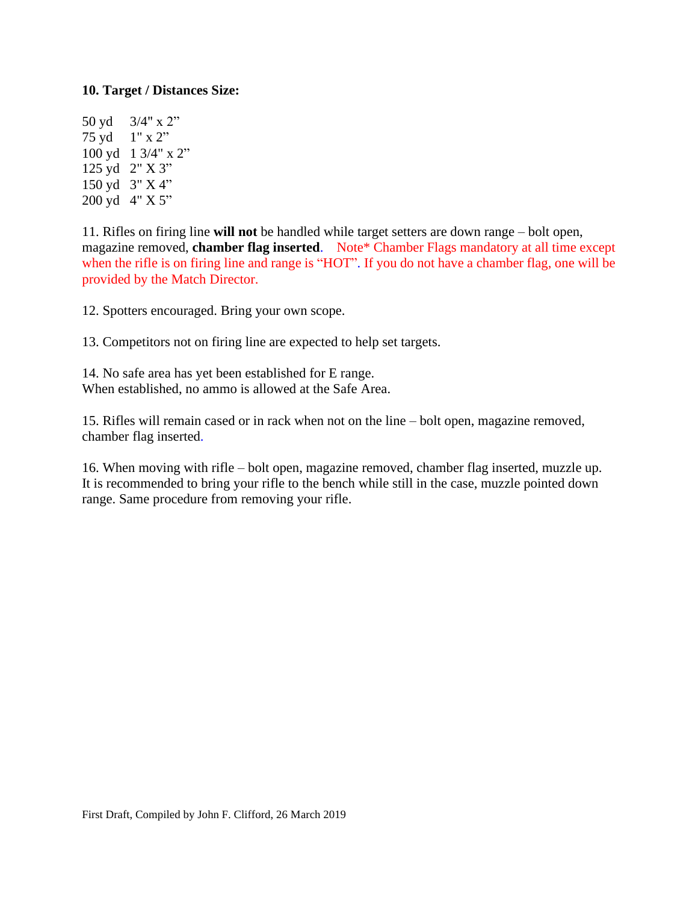**10. Target / Distances Size:**

| | |
|---|---|
| 50 yd | 3/4" x 2" |
| 75 yd | 1" x 2" |
| 100 yd | 1 3/4" x 2" |
| 125 yd | 2" X 3" |
| 150 yd | 3" X 4" |
| 200 yd | 4" X 5" |

11. Rifles on firing line **will not** be handled while target setters are down range – bolt open, magazine removed, **chamber flag inserted**. Note* Chamber Flags mandatory at all time except when the rifle is on firing line and range is "HOT". If you do not have a chamber flag, one will be provided by the Match Director.

12. Spotters encouraged. Bring your own scope.

13. Competitors not on firing line are expected to help set targets.

14. No safe area has yet been established for E range.
When established, no ammo is allowed at the Safe Area.

15. Rifles will remain cased or in rack when not on the line – bolt open, magazine removed, chamber flag inserted.

16. When moving with rifle – bolt open, magazine removed, chamber flag inserted, muzzle up. It is recommended to bring your rifle to the bench while still in the case, muzzle pointed down range. Same procedure from removing your rifle.

First Draft, Compiled by John F. Clifford, 26 March 2019